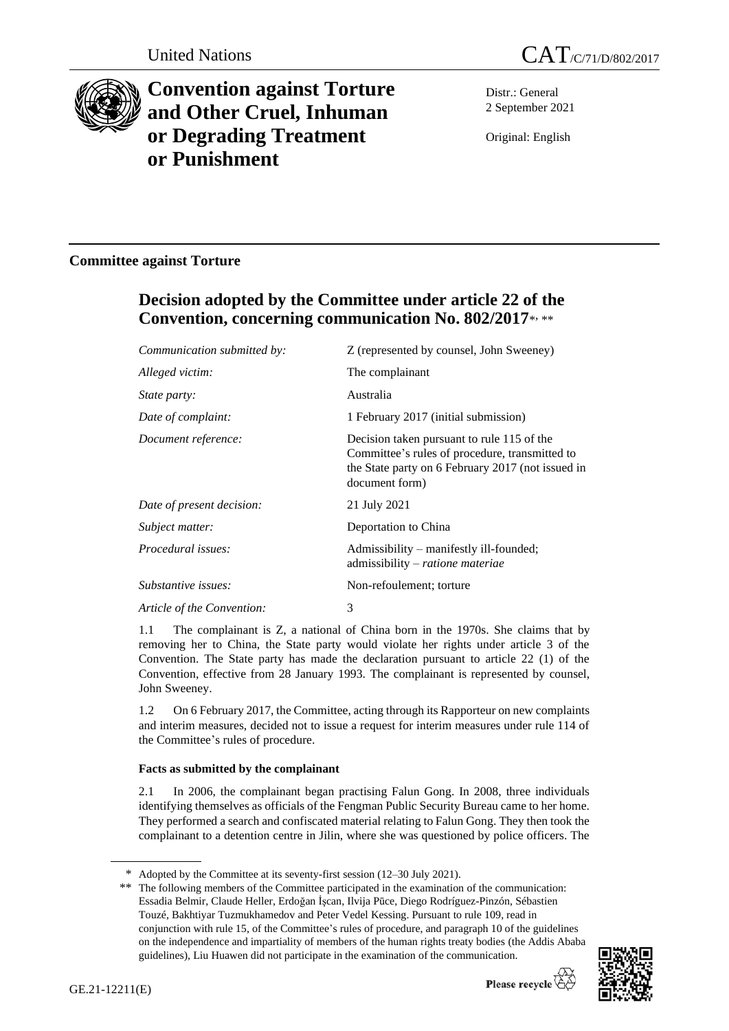United Nations CAT/C/71/D/802/2017

# Convention against Torture and Other Cruel, Inhuman or Degrading Treatment or Punishment

Distr.: General
2 September 2021

Original: English

## Committee against Torture

## Decision adopted by the Committee under article 22 of the Convention, concerning communication No. 802/2017*, **

| | |
|---|---|
| *Communication submitted by:* | Z (represented by counsel, John Sweeney) |
| *Alleged victim:* | The complainant |
| *State party:* | Australia |
| *Date of complaint:* | 1 February 2017 (initial submission) |
| *Document reference:* | Decision taken pursuant to rule 115 of the Committee's rules of procedure, transmitted to the State party on 6 February 2017 (not issued in document form) |
| *Date of present decision:* | 21 July 2021 |
| *Subject matter:* | Deportation to China |
| *Procedural issues:* | Admissibility – manifestly ill-founded; admissibility – *ratione materiae* |
| *Substantive issues:* | Non-refoulement; torture |
| *Article of the Convention:* | 3 |

1.1 The complainant is Z, a national of China born in the 1970s. She claims that by removing her to China, the State party would violate her rights under article 3 of the Convention. The State party has made the declaration pursuant to article 22 (1) of the Convention, effective from 28 January 1993. The complainant is represented by counsel, John Sweeney.

1.2 On 6 February 2017, the Committee, acting through its Rapporteur on new complaints and interim measures, decided not to issue a request for interim measures under rule 114 of the Committee's rules of procedure.

**Facts as submitted by the complainant**

2.1 In 2006, the complainant began practising Falun Gong. In 2008, three individuals identifying themselves as officials of the Fengman Public Security Bureau came to her home. They performed a search and confiscated material relating to Falun Gong. They then took the complainant to a detention centre in Jilin, where she was questioned by police officers. The

---

\* Adopted by the Committee at its seventy-first session (12–30 July 2021).

\*\* The following members of the Committee participated in the examination of the communication: Essadia Belmir, Claude Heller, Erdoğan İşcan, Ilvija Pūce, Diego Rodríguez-Pinzón, Sébastien Touzé, Bakhtiyar Tuzmukhamedov and Peter Vedel Kessing. Pursuant to rule 109, read in conjunction with rule 15, of the Committee's rules of procedure, and paragraph 10 of the guidelines on the independence and impartiality of members of the human rights treaty bodies (the Addis Ababa guidelines), Liu Huawen did not participate in the examination of the communication.

GE.21-12211(E)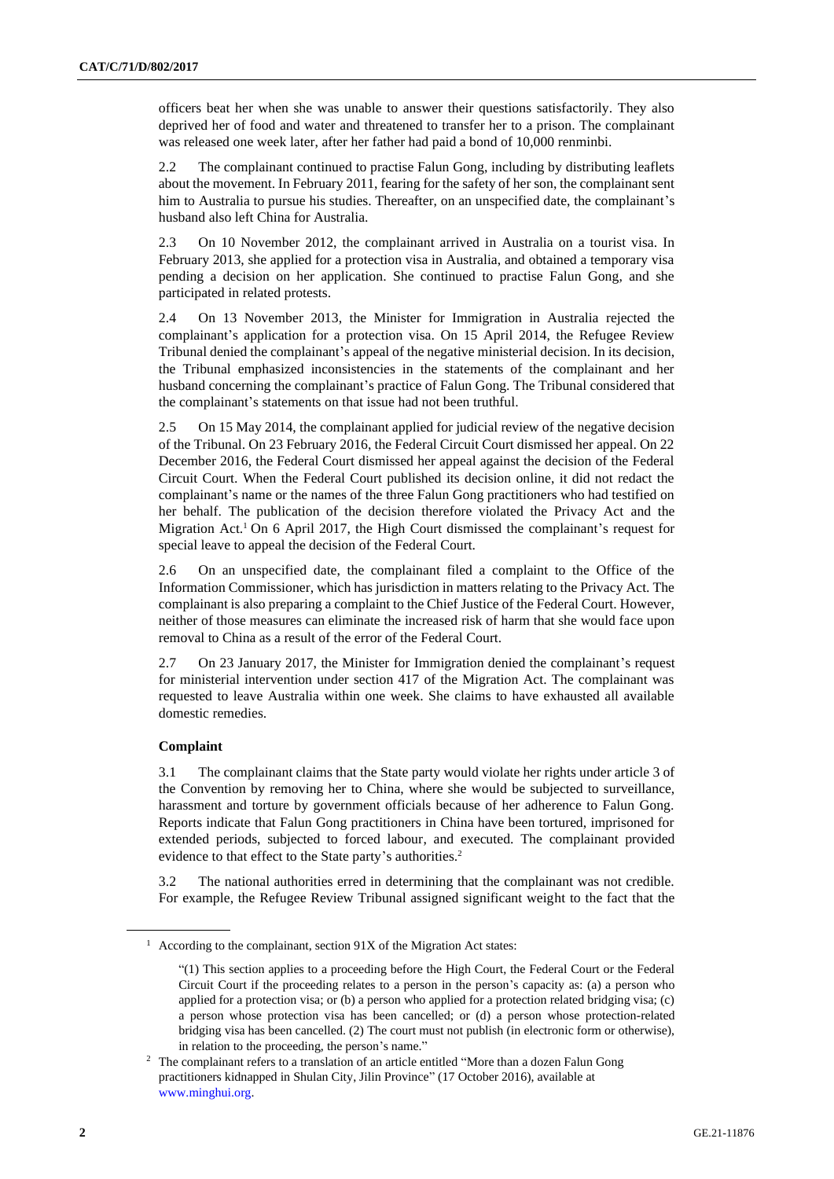officers beat her when she was unable to answer their questions satisfactorily. They also deprived her of food and water and threatened to transfer her to a prison. The complainant was released one week later, after her father had paid a bond of 10,000 renminbi.

2.2 The complainant continued to practise Falun Gong, including by distributing leaflets about the movement. In February 2011, fearing for the safety of her son, the complainant sent him to Australia to pursue his studies. Thereafter, on an unspecified date, the complainant's husband also left China for Australia.

2.3 On 10 November 2012, the complainant arrived in Australia on a tourist visa. In February 2013, she applied for a protection visa in Australia, and obtained a temporary visa pending a decision on her application. She continued to practise Falun Gong, and she participated in related protests.

2.4 On 13 November 2013, the Minister for Immigration in Australia rejected the complainant's application for a protection visa. On 15 April 2014, the Refugee Review Tribunal denied the complainant's appeal of the negative ministerial decision. In its decision, the Tribunal emphasized inconsistencies in the statements of the complainant and her husband concerning the complainant's practice of Falun Gong. The Tribunal considered that the complainant's statements on that issue had not been truthful.

2.5 On 15 May 2014, the complainant applied for judicial review of the negative decision of the Tribunal. On 23 February 2016, the Federal Circuit Court dismissed her appeal. On 22 December 2016, the Federal Court dismissed her appeal against the decision of the Federal Circuit Court. When the Federal Court published its decision online, it did not redact the complainant's name or the names of the three Falun Gong practitioners who had testified on her behalf. The publication of the decision therefore violated the Privacy Act and the Migration Act.[1] On 6 April 2017, the High Court dismissed the complainant's request for special leave to appeal the decision of the Federal Court.

2.6 On an unspecified date, the complainant filed a complaint to the Office of the Information Commissioner, which has jurisdiction in matters relating to the Privacy Act. The complainant is also preparing a complaint to the Chief Justice of the Federal Court. However, neither of those measures can eliminate the increased risk of harm that she would face upon removal to China as a result of the error of the Federal Court.

2.7 On 23 January 2017, the Minister for Immigration denied the complainant's request for ministerial intervention under section 417 of the Migration Act. The complainant was requested to leave Australia within one week. She claims to have exhausted all available domestic remedies.

### Complaint

3.1 The complainant claims that the State party would violate her rights under article 3 of the Convention by removing her to China, where she would be subjected to surveillance, harassment and torture by government officials because of her adherence to Falun Gong. Reports indicate that Falun Gong practitioners in China have been tortured, imprisoned for extended periods, subjected to forced labour, and executed. The complainant provided evidence to that effect to the State party's authorities.[2]

3.2 The national authorities erred in determining that the complainant was not credible. For example, the Refugee Review Tribunal assigned significant weight to the fact that the

---

[1] According to the complainant, section 91X of the Migration Act states:

"(1) This section applies to a proceeding before the High Court, the Federal Court or the Federal Circuit Court if the proceeding relates to a person in the person's capacity as: (a) a person who applied for a protection visa; or (b) a person who applied for a protection related bridging visa; (c) a person whose protection visa has been cancelled; or (d) a person whose protection-related bridging visa has been cancelled. (2) The court must not publish (in electronic form or otherwise), in relation to the proceeding, the person's name."

[2] The complainant refers to a translation of an article entitled "More than a dozen Falun Gong practitioners kidnapped in Shulan City, Jilin Province" (17 October 2016), available at www.minghui.org.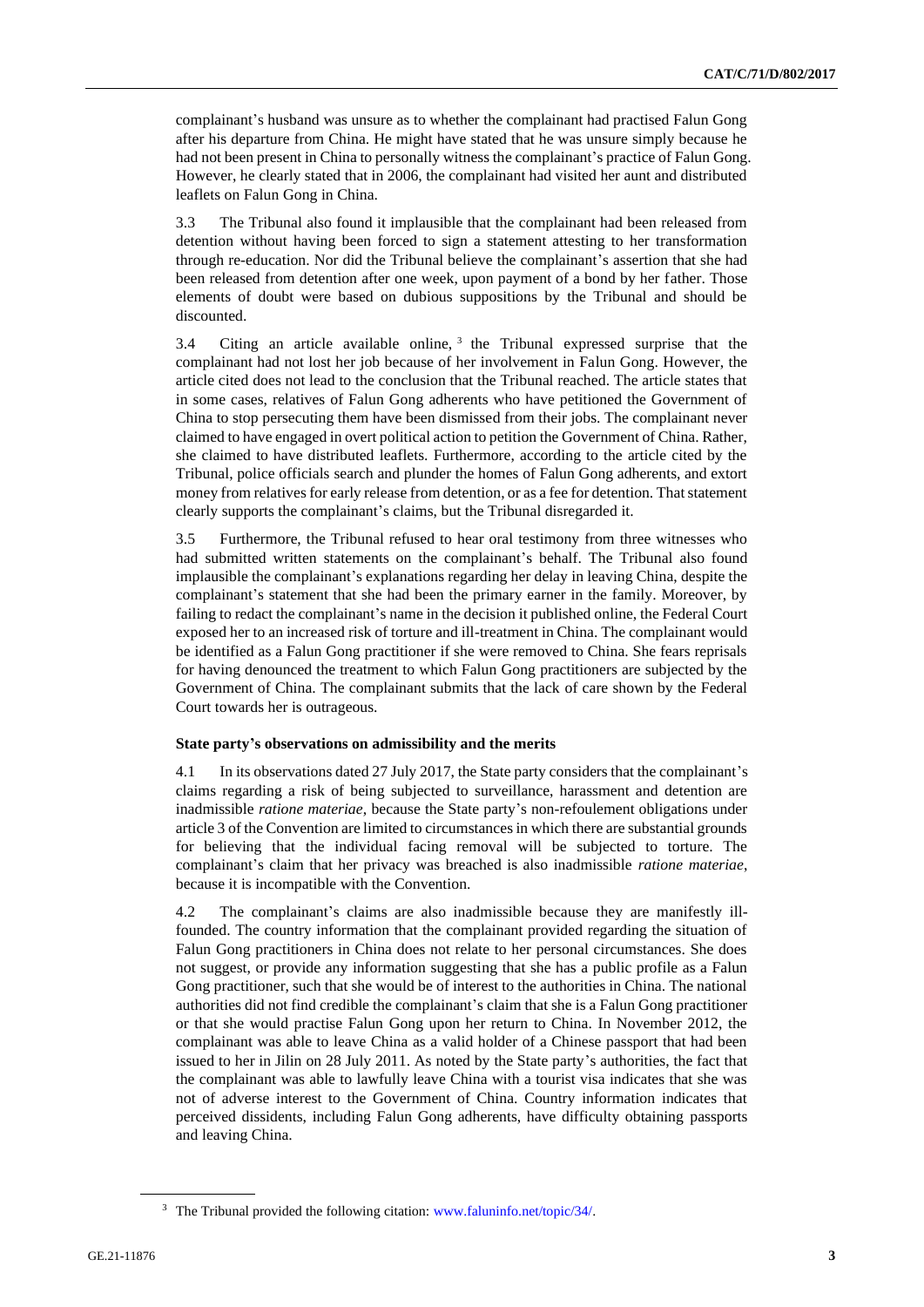complainant's husband was unsure as to whether the complainant had practised Falun Gong after his departure from China. He might have stated that he was unsure simply because he had not been present in China to personally witness the complainant's practice of Falun Gong. However, he clearly stated that in 2006, the complainant had visited her aunt and distributed leaflets on Falun Gong in China.

3.3 The Tribunal also found it implausible that the complainant had been released from detention without having been forced to sign a statement attesting to her transformation through re-education. Nor did the Tribunal believe the complainant's assertion that she had been released from detention after one week, upon payment of a bond by her father. Those elements of doubt were based on dubious suppositions by the Tribunal and should be discounted.

3.4 Citing an article available online,[3] the Tribunal expressed surprise that the complainant had not lost her job because of her involvement in Falun Gong. However, the article cited does not lead to the conclusion that the Tribunal reached. The article states that in some cases, relatives of Falun Gong adherents who have petitioned the Government of China to stop persecuting them have been dismissed from their jobs. The complainant never claimed to have engaged in overt political action to petition the Government of China. Rather, she claimed to have distributed leaflets. Furthermore, according to the article cited by the Tribunal, police officials search and plunder the homes of Falun Gong adherents, and extort money from relatives for early release from detention, or as a fee for detention. That statement clearly supports the complainant's claims, but the Tribunal disregarded it.

3.5 Furthermore, the Tribunal refused to hear oral testimony from three witnesses who had submitted written statements on the complainant's behalf. The Tribunal also found implausible the complainant's explanations regarding her delay in leaving China, despite the complainant's statement that she had been the primary earner in the family. Moreover, by failing to redact the complainant's name in the decision it published online, the Federal Court exposed her to an increased risk of torture and ill-treatment in China. The complainant would be identified as a Falun Gong practitioner if she were removed to China. She fears reprisals for having denounced the treatment to which Falun Gong practitioners are subjected by the Government of China. The complainant submits that the lack of care shown by the Federal Court towards her is outrageous.

### State party's observations on admissibility and the merits

4.1 In its observations dated 27 July 2017, the State party considers that the complainant's claims regarding a risk of being subjected to surveillance, harassment and detention are inadmissible *ratione materiae*, because the State party's non-refoulement obligations under article 3 of the Convention are limited to circumstances in which there are substantial grounds for believing that the individual facing removal will be subjected to torture. The complainant's claim that her privacy was breached is also inadmissible *ratione materiae*, because it is incompatible with the Convention.

4.2 The complainant's claims are also inadmissible because they are manifestly ill-founded. The country information that the complainant provided regarding the situation of Falun Gong practitioners in China does not relate to her personal circumstances. She does not suggest, or provide any information suggesting that she has a public profile as a Falun Gong practitioner, such that she would be of interest to the authorities in China. The national authorities did not find credible the complainant's claim that she is a Falun Gong practitioner or that she would practise Falun Gong upon her return to China. In November 2012, the complainant was able to leave China as a valid holder of a Chinese passport that had been issued to her in Jilin on 28 July 2011. As noted by the State party's authorities, the fact that the complainant was able to lawfully leave China with a tourist visa indicates that she was not of adverse interest to the Government of China. Country information indicates that perceived dissidents, including Falun Gong adherents, have difficulty obtaining passports and leaving China.

[3] The Tribunal provided the following citation: www.faluninfo.net/topic/34/.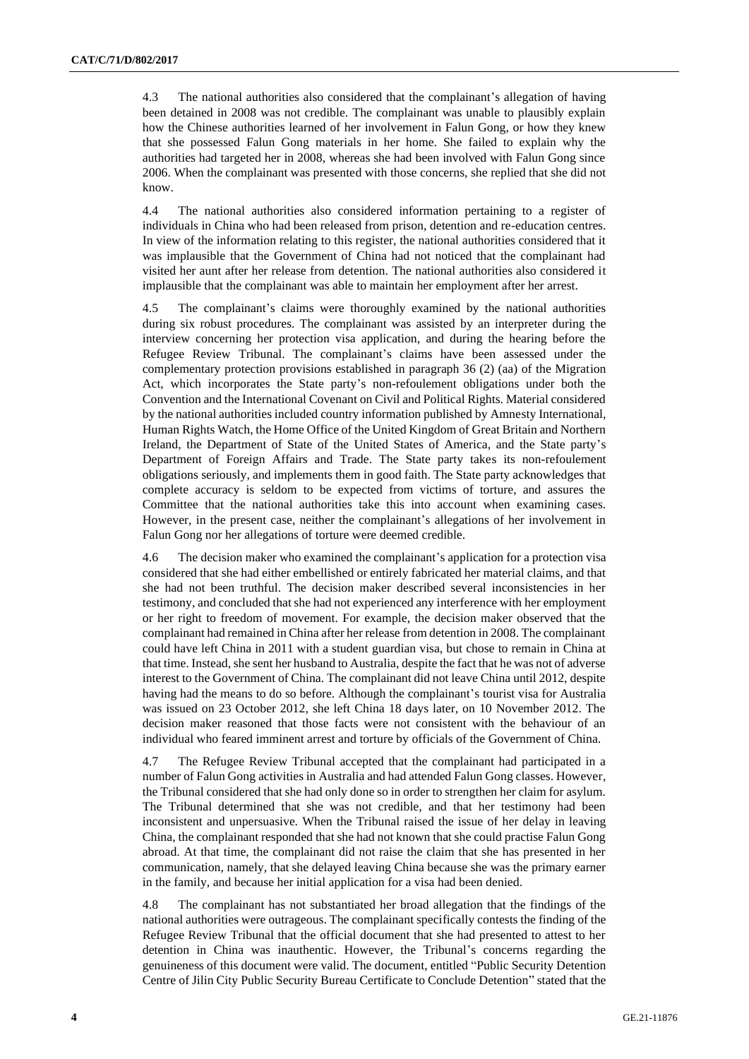4.3 The national authorities also considered that the complainant's allegation of having been detained in 2008 was not credible. The complainant was unable to plausibly explain how the Chinese authorities learned of her involvement in Falun Gong, or how they knew that she possessed Falun Gong materials in her home. She failed to explain why the authorities had targeted her in 2008, whereas she had been involved with Falun Gong since 2006. When the complainant was presented with those concerns, she replied that she did not know.

4.4 The national authorities also considered information pertaining to a register of individuals in China who had been released from prison, detention and re-education centres. In view of the information relating to this register, the national authorities considered that it was implausible that the Government of China had not noticed that the complainant had visited her aunt after her release from detention. The national authorities also considered it implausible that the complainant was able to maintain her employment after her arrest.

4.5 The complainant's claims were thoroughly examined by the national authorities during six robust procedures. The complainant was assisted by an interpreter during the interview concerning her protection visa application, and during the hearing before the Refugee Review Tribunal. The complainant's claims have been assessed under the complementary protection provisions established in paragraph 36 (2) (aa) of the Migration Act, which incorporates the State party's non-refoulement obligations under both the Convention and the International Covenant on Civil and Political Rights. Material considered by the national authorities included country information published by Amnesty International, Human Rights Watch, the Home Office of the United Kingdom of Great Britain and Northern Ireland, the Department of State of the United States of America, and the State party's Department of Foreign Affairs and Trade. The State party takes its non-refoulement obligations seriously, and implements them in good faith. The State party acknowledges that complete accuracy is seldom to be expected from victims of torture, and assures the Committee that the national authorities take this into account when examining cases. However, in the present case, neither the complainant's allegations of her involvement in Falun Gong nor her allegations of torture were deemed credible.

4.6 The decision maker who examined the complainant's application for a protection visa considered that she had either embellished or entirely fabricated her material claims, and that she had not been truthful. The decision maker described several inconsistencies in her testimony, and concluded that she had not experienced any interference with her employment or her right to freedom of movement. For example, the decision maker observed that the complainant had remained in China after her release from detention in 2008. The complainant could have left China in 2011 with a student guardian visa, but chose to remain in China at that time. Instead, she sent her husband to Australia, despite the fact that he was not of adverse interest to the Government of China. The complainant did not leave China until 2012, despite having had the means to do so before. Although the complainant's tourist visa for Australia was issued on 23 October 2012, she left China 18 days later, on 10 November 2012. The decision maker reasoned that those facts were not consistent with the behaviour of an individual who feared imminent arrest and torture by officials of the Government of China.

4.7 The Refugee Review Tribunal accepted that the complainant had participated in a number of Falun Gong activities in Australia and had attended Falun Gong classes. However, the Tribunal considered that she had only done so in order to strengthen her claim for asylum. The Tribunal determined that she was not credible, and that her testimony had been inconsistent and unpersuasive. When the Tribunal raised the issue of her delay in leaving China, the complainant responded that she had not known that she could practise Falun Gong abroad. At that time, the complainant did not raise the claim that she has presented in her communication, namely, that she delayed leaving China because she was the primary earner in the family, and because her initial application for a visa had been denied.

4.8 The complainant has not substantiated her broad allegation that the findings of the national authorities were outrageous. The complainant specifically contests the finding of the Refugee Review Tribunal that the official document that she had presented to attest to her detention in China was inauthentic. However, the Tribunal's concerns regarding the genuineness of this document were valid. The document, entitled "Public Security Detention Centre of Jilin City Public Security Bureau Certificate to Conclude Detention" stated that the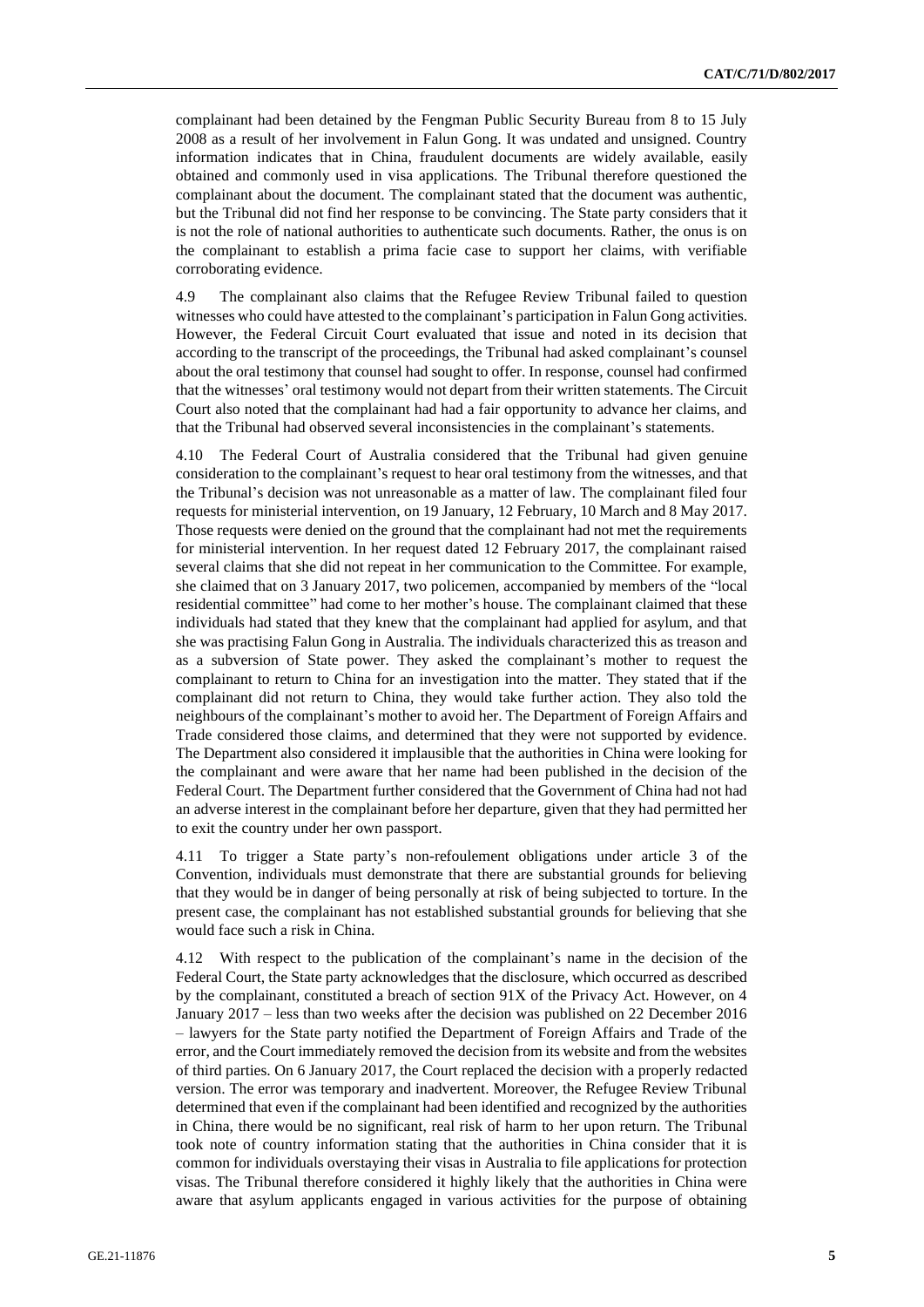complainant had been detained by the Fengman Public Security Bureau from 8 to 15 July 2008 as a result of her involvement in Falun Gong. It was undated and unsigned. Country information indicates that in China, fraudulent documents are widely available, easily obtained and commonly used in visa applications. The Tribunal therefore questioned the complainant about the document. The complainant stated that the document was authentic, but the Tribunal did not find her response to be convincing. The State party considers that it is not the role of national authorities to authenticate such documents. Rather, the onus is on the complainant to establish a prima facie case to support her claims, with verifiable corroborating evidence.

4.9 The complainant also claims that the Refugee Review Tribunal failed to question witnesses who could have attested to the complainant's participation in Falun Gong activities. However, the Federal Circuit Court evaluated that issue and noted in its decision that according to the transcript of the proceedings, the Tribunal had asked complainant's counsel about the oral testimony that counsel had sought to offer. In response, counsel had confirmed that the witnesses' oral testimony would not depart from their written statements. The Circuit Court also noted that the complainant had had a fair opportunity to advance her claims, and that the Tribunal had observed several inconsistencies in the complainant's statements.

4.10 The Federal Court of Australia considered that the Tribunal had given genuine consideration to the complainant's request to hear oral testimony from the witnesses, and that the Tribunal's decision was not unreasonable as a matter of law. The complainant filed four requests for ministerial intervention, on 19 January, 12 February, 10 March and 8 May 2017. Those requests were denied on the ground that the complainant had not met the requirements for ministerial intervention. In her request dated 12 February 2017, the complainant raised several claims that she did not repeat in her communication to the Committee. For example, she claimed that on 3 January 2017, two policemen, accompanied by members of the "local residential committee" had come to her mother's house. The complainant claimed that these individuals had stated that they knew that the complainant had applied for asylum, and that she was practising Falun Gong in Australia. The individuals characterized this as treason and as a subversion of State power. They asked the complainant's mother to request the complainant to return to China for an investigation into the matter. They stated that if the complainant did not return to China, they would take further action. They also told the neighbours of the complainant's mother to avoid her. The Department of Foreign Affairs and Trade considered those claims, and determined that they were not supported by evidence. The Department also considered it implausible that the authorities in China were looking for the complainant and were aware that her name had been published in the decision of the Federal Court. The Department further considered that the Government of China had not had an adverse interest in the complainant before her departure, given that they had permitted her to exit the country under her own passport.

4.11 To trigger a State party's non-refoulement obligations under article 3 of the Convention, individuals must demonstrate that there are substantial grounds for believing that they would be in danger of being personally at risk of being subjected to torture. In the present case, the complainant has not established substantial grounds for believing that she would face such a risk in China.

4.12 With respect to the publication of the complainant's name in the decision of the Federal Court, the State party acknowledges that the disclosure, which occurred as described by the complainant, constituted a breach of section 91X of the Privacy Act. However, on 4 January 2017 – less than two weeks after the decision was published on 22 December 2016 – lawyers for the State party notified the Department of Foreign Affairs and Trade of the error, and the Court immediately removed the decision from its website and from the websites of third parties. On 6 January 2017, the Court replaced the decision with a properly redacted version. The error was temporary and inadvertent. Moreover, the Refugee Review Tribunal determined that even if the complainant had been identified and recognized by the authorities in China, there would be no significant, real risk of harm to her upon return. The Tribunal took note of country information stating that the authorities in China consider that it is common for individuals overstaying their visas in Australia to file applications for protection visas. The Tribunal therefore considered it highly likely that the authorities in China were aware that asylum applicants engaged in various activities for the purpose of obtaining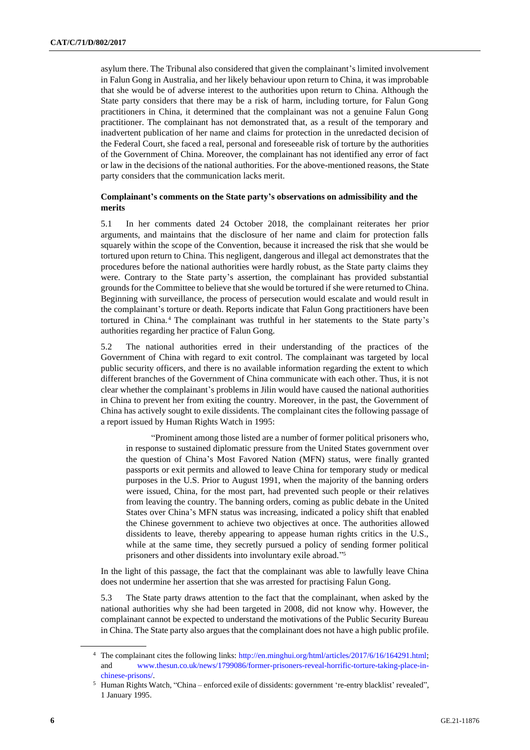asylum there. The Tribunal also considered that given the complainant's limited involvement in Falun Gong in Australia, and her likely behaviour upon return to China, it was improbable that she would be of adverse interest to the authorities upon return to China. Although the State party considers that there may be a risk of harm, including torture, for Falun Gong practitioners in China, it determined that the complainant was not a genuine Falun Gong practitioner. The complainant has not demonstrated that, as a result of the temporary and inadvertent publication of her name and claims for protection in the unredacted decision of the Federal Court, she faced a real, personal and foreseeable risk of torture by the authorities of the Government of China. Moreover, the complainant has not identified any error of fact or law in the decisions of the national authorities. For the above-mentioned reasons, the State party considers that the communication lacks merit.

### Complainant's comments on the State party's observations on admissibility and the merits

5.1 In her comments dated 24 October 2018, the complainant reiterates her prior arguments, and maintains that the disclosure of her name and claim for protection falls squarely within the scope of the Convention, because it increased the risk that she would be tortured upon return to China. This negligent, dangerous and illegal act demonstrates that the procedures before the national authorities were hardly robust, as the State party claims they were. Contrary to the State party's assertion, the complainant has provided substantial grounds for the Committee to believe that she would be tortured if she were returned to China. Beginning with surveillance, the process of persecution would escalate and would result in the complainant's torture or death. Reports indicate that Falun Gong practitioners have been tortured in China.[4] The complainant was truthful in her statements to the State party's authorities regarding her practice of Falun Gong.

5.2 The national authorities erred in their understanding of the practices of the Government of China with regard to exit control. The complainant was targeted by local public security officers, and there is no available information regarding the extent to which different branches of the Government of China communicate with each other. Thus, it is not clear whether the complainant's problems in Jilin would have caused the national authorities in China to prevent her from exiting the country. Moreover, in the past, the Government of China has actively sought to exile dissidents. The complainant cites the following passage of a report issued by Human Rights Watch in 1995:

> "Prominent among those listed are a number of former political prisoners who, in response to sustained diplomatic pressure from the United States government over the question of China's Most Favored Nation (MFN) status, were finally granted passports or exit permits and allowed to leave China for temporary study or medical purposes in the U.S. Prior to August 1991, when the majority of the banning orders were issued, China, for the most part, had prevented such people or their relatives from leaving the country. The banning orders, coming as public debate in the United States over China's MFN status was increasing, indicated a policy shift that enabled the Chinese government to achieve two objectives at once. The authorities allowed dissidents to leave, thereby appearing to appease human rights critics in the U.S., while at the same time, they secretly pursued a policy of sending former political prisoners and other dissidents into involuntary exile abroad."[5]

In the light of this passage, the fact that the complainant was able to lawfully leave China does not undermine her assertion that she was arrested for practising Falun Gong.

5.3 The State party draws attention to the fact that the complainant, when asked by the national authorities why she had been targeted in 2008, did not know why. However, the complainant cannot be expected to understand the motivations of the Public Security Bureau in China. The State party also argues that the complainant does not have a high public profile.

---

[4] The complainant cites the following links: http://en.minghui.org/html/articles/2017/6/16/164291.html; and www.thesun.co.uk/news/1799086/former-prisoners-reveal-horrific-torture-taking-place-in-chinese-prisons/.

[5] Human Rights Watch, "China – enforced exile of dissidents: government 're-entry blacklist' revealed", 1 January 1995.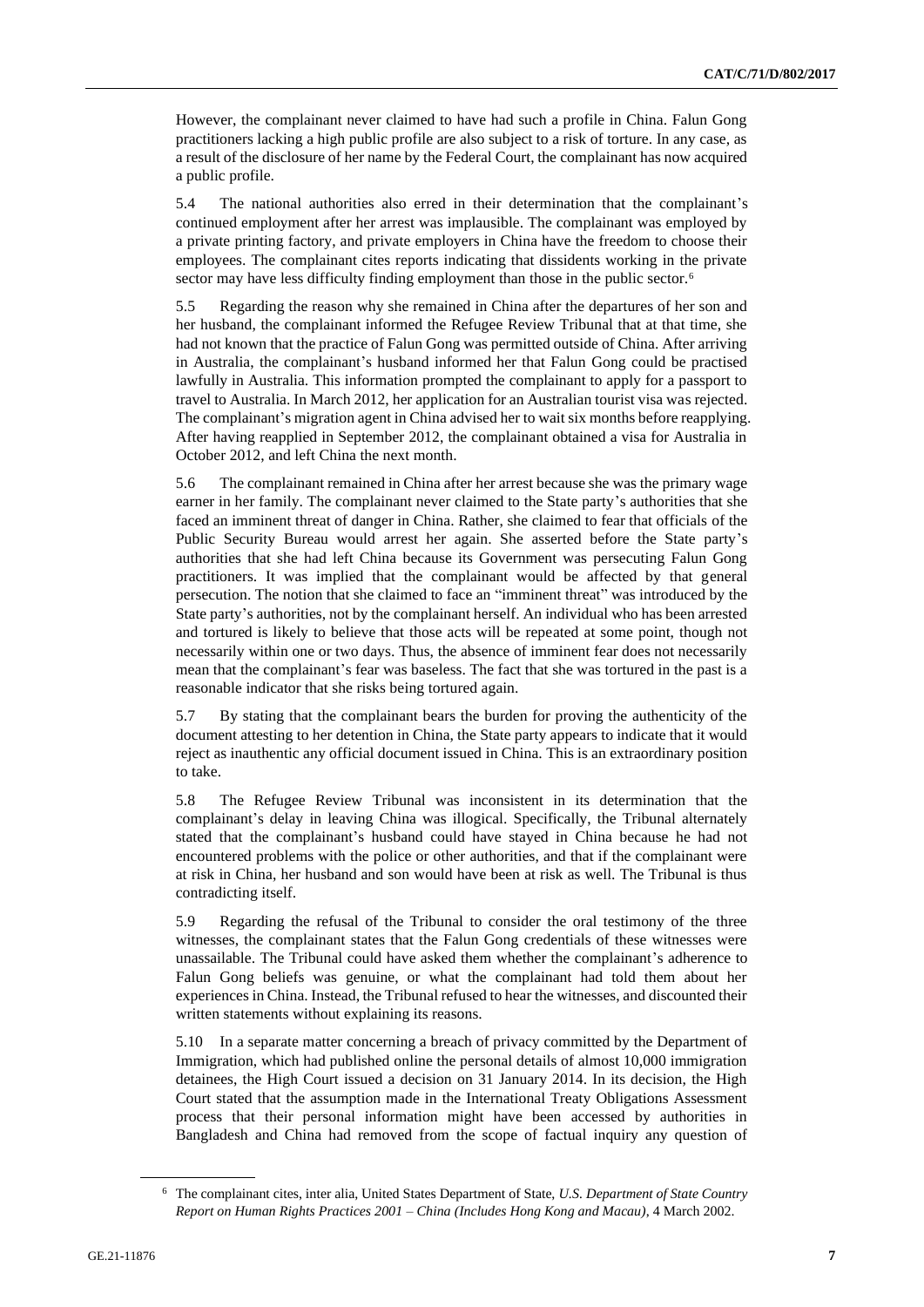However, the complainant never claimed to have had such a profile in China. Falun Gong practitioners lacking a high public profile are also subject to a risk of torture. In any case, as a result of the disclosure of her name by the Federal Court, the complainant has now acquired a public profile.

5.4 The national authorities also erred in their determination that the complainant's continued employment after her arrest was implausible. The complainant was employed by a private printing factory, and private employers in China have the freedom to choose their employees. The complainant cites reports indicating that dissidents working in the private sector may have less difficulty finding employment than those in the public sector.[6]

5.5 Regarding the reason why she remained in China after the departures of her son and her husband, the complainant informed the Refugee Review Tribunal that at that time, she had not known that the practice of Falun Gong was permitted outside of China. After arriving in Australia, the complainant's husband informed her that Falun Gong could be practised lawfully in Australia. This information prompted the complainant to apply for a passport to travel to Australia. In March 2012, her application for an Australian tourist visa was rejected. The complainant's migration agent in China advised her to wait six months before reapplying. After having reapplied in September 2012, the complainant obtained a visa for Australia in October 2012, and left China the next month.

5.6 The complainant remained in China after her arrest because she was the primary wage earner in her family. The complainant never claimed to the State party's authorities that she faced an imminent threat of danger in China. Rather, she claimed to fear that officials of the Public Security Bureau would arrest her again. She asserted before the State party's authorities that she had left China because its Government was persecuting Falun Gong practitioners. It was implied that the complainant would be affected by that general persecution. The notion that she claimed to face an "imminent threat" was introduced by the State party's authorities, not by the complainant herself. An individual who has been arrested and tortured is likely to believe that those acts will be repeated at some point, though not necessarily within one or two days. Thus, the absence of imminent fear does not necessarily mean that the complainant's fear was baseless. The fact that she was tortured in the past is a reasonable indicator that she risks being tortured again.

5.7 By stating that the complainant bears the burden for proving the authenticity of the document attesting to her detention in China, the State party appears to indicate that it would reject as inauthentic any official document issued in China. This is an extraordinary position to take.

5.8 The Refugee Review Tribunal was inconsistent in its determination that the complainant's delay in leaving China was illogical. Specifically, the Tribunal alternately stated that the complainant's husband could have stayed in China because he had not encountered problems with the police or other authorities, and that if the complainant were at risk in China, her husband and son would have been at risk as well. The Tribunal is thus contradicting itself.

5.9 Regarding the refusal of the Tribunal to consider the oral testimony of the three witnesses, the complainant states that the Falun Gong credentials of these witnesses were unassailable. The Tribunal could have asked them whether the complainant's adherence to Falun Gong beliefs was genuine, or what the complainant had told them about her experiences in China. Instead, the Tribunal refused to hear the witnesses, and discounted their written statements without explaining its reasons.

5.10 In a separate matter concerning a breach of privacy committed by the Department of Immigration, which had published online the personal details of almost 10,000 immigration detainees, the High Court issued a decision on 31 January 2014. In its decision, the High Court stated that the assumption made in the International Treaty Obligations Assessment process that their personal information might have been accessed by authorities in Bangladesh and China had removed from the scope of factual inquiry any question of

[6] The complainant cites, inter alia, United States Department of State, *U.S. Department of State Country Report on Human Rights Practices 2001 – China (Includes Hong Kong and Macau)*, 4 March 2002.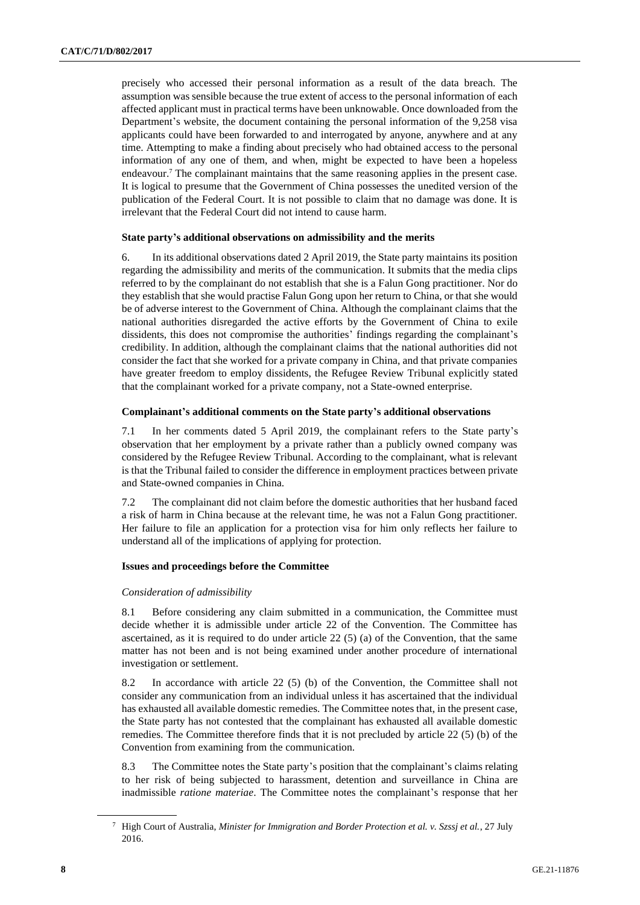precisely who accessed their personal information as a result of the data breach. The assumption was sensible because the true extent of access to the personal information of each affected applicant must in practical terms have been unknowable. Once downloaded from the Department's website, the document containing the personal information of the 9,258 visa applicants could have been forwarded to and interrogated by anyone, anywhere and at any time. Attempting to make a finding about precisely who had obtained access to the personal information of any one of them, and when, might be expected to have been a hopeless endeavour.[7] The complainant maintains that the same reasoning applies in the present case. It is logical to presume that the Government of China possesses the unedited version of the publication of the Federal Court. It is not possible to claim that no damage was done. It is irrelevant that the Federal Court did not intend to cause harm.

### State party's additional observations on admissibility and the merits

6. In its additional observations dated 2 April 2019, the State party maintains its position regarding the admissibility and merits of the communication. It submits that the media clips referred to by the complainant do not establish that she is a Falun Gong practitioner. Nor do they establish that she would practise Falun Gong upon her return to China, or that she would be of adverse interest to the Government of China. Although the complainant claims that the national authorities disregarded the active efforts by the Government of China to exile dissidents, this does not compromise the authorities' findings regarding the complainant's credibility. In addition, although the complainant claims that the national authorities did not consider the fact that she worked for a private company in China, and that private companies have greater freedom to employ dissidents, the Refugee Review Tribunal explicitly stated that the complainant worked for a private company, not a State-owned enterprise.

### Complainant's additional comments on the State party's additional observations

7.1 In her comments dated 5 April 2019, the complainant refers to the State party's observation that her employment by a private rather than a publicly owned company was considered by the Refugee Review Tribunal. According to the complainant, what is relevant is that the Tribunal failed to consider the difference in employment practices between private and State-owned companies in China.

7.2 The complainant did not claim before the domestic authorities that her husband faced a risk of harm in China because at the relevant time, he was not a Falun Gong practitioner. Her failure to file an application for a protection visa for him only reflects her failure to understand all of the implications of applying for protection.

### Issues and proceedings before the Committee

#### *Consideration of admissibility*

8.1 Before considering any claim submitted in a communication, the Committee must decide whether it is admissible under article 22 of the Convention. The Committee has ascertained, as it is required to do under article 22 (5) (a) of the Convention, that the same matter has not been and is not being examined under another procedure of international investigation or settlement.

8.2 In accordance with article 22 (5) (b) of the Convention, the Committee shall not consider any communication from an individual unless it has ascertained that the individual has exhausted all available domestic remedies. The Committee notes that, in the present case, the State party has not contested that the complainant has exhausted all available domestic remedies. The Committee therefore finds that it is not precluded by article 22 (5) (b) of the Convention from examining from the communication.

8.3 The Committee notes the State party's position that the complainant's claims relating to her risk of being subjected to harassment, detention and surveillance in China are inadmissible *ratione materiae*. The Committee notes the complainant's response that her

---

[7] High Court of Australia, *Minister for Immigration and Border Protection et al. v. Szssj et al.*, 27 July 2016.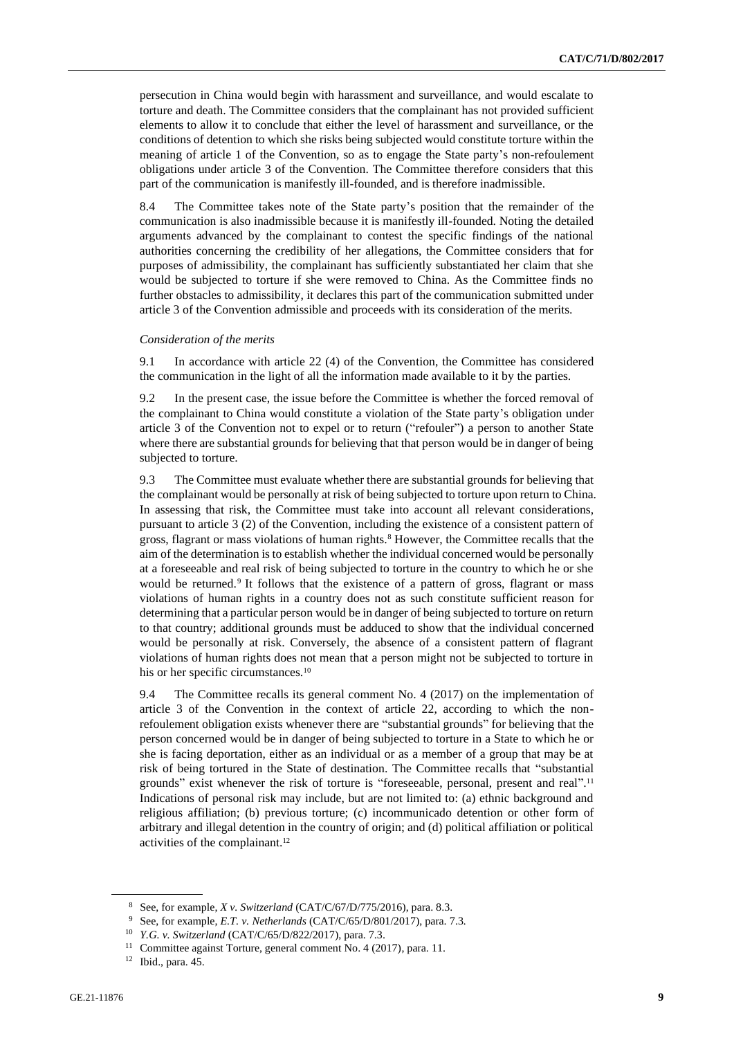persecution in China would begin with harassment and surveillance, and would escalate to torture and death. The Committee considers that the complainant has not provided sufficient elements to allow it to conclude that either the level of harassment and surveillance, or the conditions of detention to which she risks being subjected would constitute torture within the meaning of article 1 of the Convention, so as to engage the State party's non-refoulement obligations under article 3 of the Convention. The Committee therefore considers that this part of the communication is manifestly ill-founded, and is therefore inadmissible.

8.4 The Committee takes note of the State party's position that the remainder of the communication is also inadmissible because it is manifestly ill-founded. Noting the detailed arguments advanced by the complainant to contest the specific findings of the national authorities concerning the credibility of her allegations, the Committee considers that for purposes of admissibility, the complainant has sufficiently substantiated her claim that she would be subjected to torture if she were removed to China. As the Committee finds no further obstacles to admissibility, it declares this part of the communication submitted under article 3 of the Convention admissible and proceeds with its consideration of the merits.

*Consideration of the merits*

9.1 In accordance with article 22 (4) of the Convention, the Committee has considered the communication in the light of all the information made available to it by the parties.

9.2 In the present case, the issue before the Committee is whether the forced removal of the complainant to China would constitute a violation of the State party's obligation under article 3 of the Convention not to expel or to return ("refouler") a person to another State where there are substantial grounds for believing that that person would be in danger of being subjected to torture.

9.3 The Committee must evaluate whether there are substantial grounds for believing that the complainant would be personally at risk of being subjected to torture upon return to China. In assessing that risk, the Committee must take into account all relevant considerations, pursuant to article 3 (2) of the Convention, including the existence of a consistent pattern of gross, flagrant or mass violations of human rights.[8] However, the Committee recalls that the aim of the determination is to establish whether the individual concerned would be personally at a foreseeable and real risk of being subjected to torture in the country to which he or she would be returned.[9] It follows that the existence of a pattern of gross, flagrant or mass violations of human rights in a country does not as such constitute sufficient reason for determining that a particular person would be in danger of being subjected to torture on return to that country; additional grounds must be adduced to show that the individual concerned would be personally at risk. Conversely, the absence of a consistent pattern of flagrant violations of human rights does not mean that a person might not be subjected to torture in his or her specific circumstances.[10]

9.4 The Committee recalls its general comment No. 4 (2017) on the implementation of article 3 of the Convention in the context of article 22, according to which the non-refoulement obligation exists whenever there are "substantial grounds" for believing that the person concerned would be in danger of being subjected to torture in a State to which he or she is facing deportation, either as an individual or as a member of a group that may be at risk of being tortured in the State of destination. The Committee recalls that "substantial grounds" exist whenever the risk of torture is "foreseeable, personal, present and real".[11] Indications of personal risk may include, but are not limited to: (a) ethnic background and religious affiliation; (b) previous torture; (c) incommunicado detention or other form of arbitrary and illegal detention in the country of origin; and (d) political affiliation or political activities of the complainant.[12]

---

[8] See, for example, *X v. Switzerland* (CAT/C/67/D/775/2016), para. 8.3.

[9] See, for example, *E.T. v. Netherlands* (CAT/C/65/D/801/2017), para. 7.3.

[10] *Y.G. v. Switzerland* (CAT/C/65/D/822/2017), para. 7.3.

[11] Committee against Torture, general comment No. 4 (2017), para. 11.

[12] Ibid., para. 45.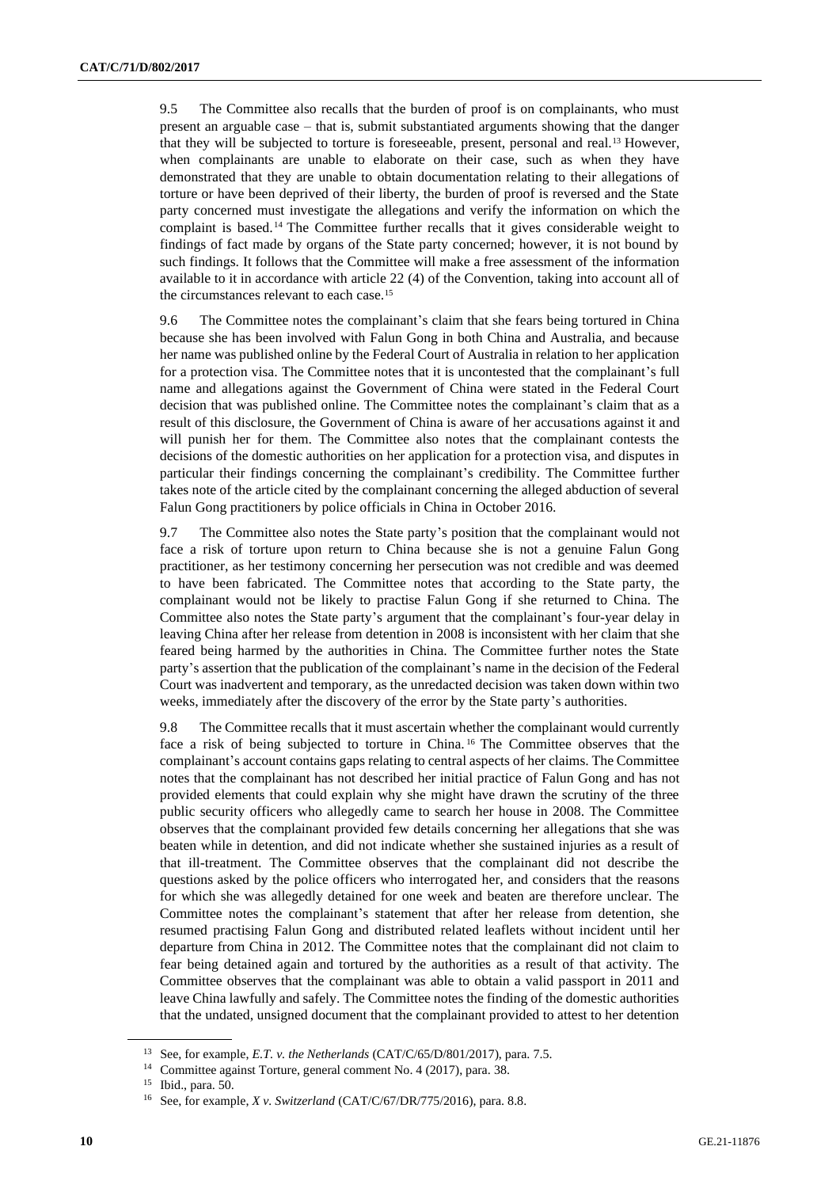9.5 The Committee also recalls that the burden of proof is on complainants, who must present an arguable case – that is, submit substantiated arguments showing that the danger that they will be subjected to torture is foreseeable, present, personal and real.[13] However, when complainants are unable to elaborate on their case, such as when they have demonstrated that they are unable to obtain documentation relating to their allegations of torture or have been deprived of their liberty, the burden of proof is reversed and the State party concerned must investigate the allegations and verify the information on which the complaint is based.[14] The Committee further recalls that it gives considerable weight to findings of fact made by organs of the State party concerned; however, it is not bound by such findings. It follows that the Committee will make a free assessment of the information available to it in accordance with article 22 (4) of the Convention, taking into account all of the circumstances relevant to each case.[15]

9.6 The Committee notes the complainant's claim that she fears being tortured in China because she has been involved with Falun Gong in both China and Australia, and because her name was published online by the Federal Court of Australia in relation to her application for a protection visa. The Committee notes that it is uncontested that the complainant's full name and allegations against the Government of China were stated in the Federal Court decision that was published online. The Committee notes the complainant's claim that as a result of this disclosure, the Government of China is aware of her accusations against it and will punish her for them. The Committee also notes that the complainant contests the decisions of the domestic authorities on her application for a protection visa, and disputes in particular their findings concerning the complainant's credibility. The Committee further takes note of the article cited by the complainant concerning the alleged abduction of several Falun Gong practitioners by police officials in China in October 2016.

9.7 The Committee also notes the State party's position that the complainant would not face a risk of torture upon return to China because she is not a genuine Falun Gong practitioner, as her testimony concerning her persecution was not credible and was deemed to have been fabricated. The Committee notes that according to the State party, the complainant would not be likely to practise Falun Gong if she returned to China. The Committee also notes the State party's argument that the complainant's four-year delay in leaving China after her release from detention in 2008 is inconsistent with her claim that she feared being harmed by the authorities in China. The Committee further notes the State party's assertion that the publication of the complainant's name in the decision of the Federal Court was inadvertent and temporary, as the unredacted decision was taken down within two weeks, immediately after the discovery of the error by the State party's authorities.

9.8 The Committee recalls that it must ascertain whether the complainant would currently face a risk of being subjected to torture in China.[16] The Committee observes that the complainant's account contains gaps relating to central aspects of her claims. The Committee notes that the complainant has not described her initial practice of Falun Gong and has not provided elements that could explain why she might have drawn the scrutiny of the three public security officers who allegedly came to search her house in 2008. The Committee observes that the complainant provided few details concerning her allegations that she was beaten while in detention, and did not indicate whether she sustained injuries as a result of that ill-treatment. The Committee observes that the complainant did not describe the questions asked by the police officers who interrogated her, and considers that the reasons for which she was allegedly detained for one week and beaten are therefore unclear. The Committee notes the complainant's statement that after her release from detention, she resumed practising Falun Gong and distributed related leaflets without incident until her departure from China in 2012. The Committee notes that the complainant did not claim to fear being detained again and tortured by the authorities as a result of that activity. The Committee observes that the complainant was able to obtain a valid passport in 2011 and leave China lawfully and safely. The Committee notes the finding of the domestic authorities that the undated, unsigned document that the complainant provided to attest to her detention

---

[13] See, for example, *E.T. v. the Netherlands* (CAT/C/65/D/801/2017), para. 7.5.

[14] Committee against Torture, general comment No. 4 (2017), para. 38.

[15] Ibid., para. 50.

[16] See, for example, *X v. Switzerland* (CAT/C/67/DR/775/2016), para. 8.8.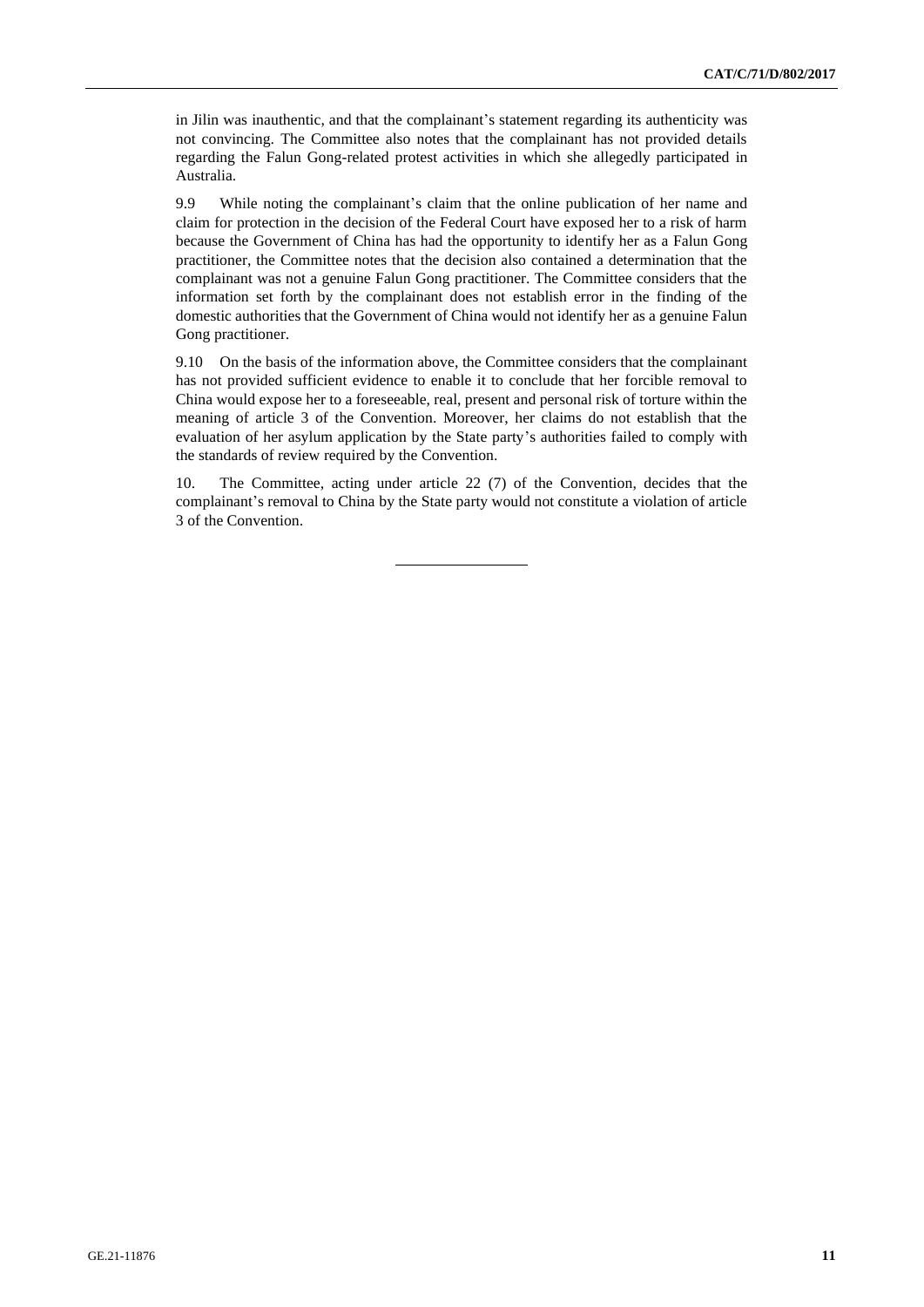in Jilin was inauthentic, and that the complainant's statement regarding its authenticity was not convincing. The Committee also notes that the complainant has not provided details regarding the Falun Gong-related protest activities in which she allegedly participated in Australia.

9.9 While noting the complainant's claim that the online publication of her name and claim for protection in the decision of the Federal Court have exposed her to a risk of harm because the Government of China has had the opportunity to identify her as a Falun Gong practitioner, the Committee notes that the decision also contained a determination that the complainant was not a genuine Falun Gong practitioner. The Committee considers that the information set forth by the complainant does not establish error in the finding of the domestic authorities that the Government of China would not identify her as a genuine Falun Gong practitioner.

9.10 On the basis of the information above, the Committee considers that the complainant has not provided sufficient evidence to enable it to conclude that her forcible removal to China would expose her to a foreseeable, real, present and personal risk of torture within the meaning of article 3 of the Convention. Moreover, her claims do not establish that the evaluation of her asylum application by the State party's authorities failed to comply with the standards of review required by the Convention.

10. The Committee, acting under article 22 (7) of the Convention, decides that the complainant's removal to China by the State party would not constitute a violation of article 3 of the Convention.